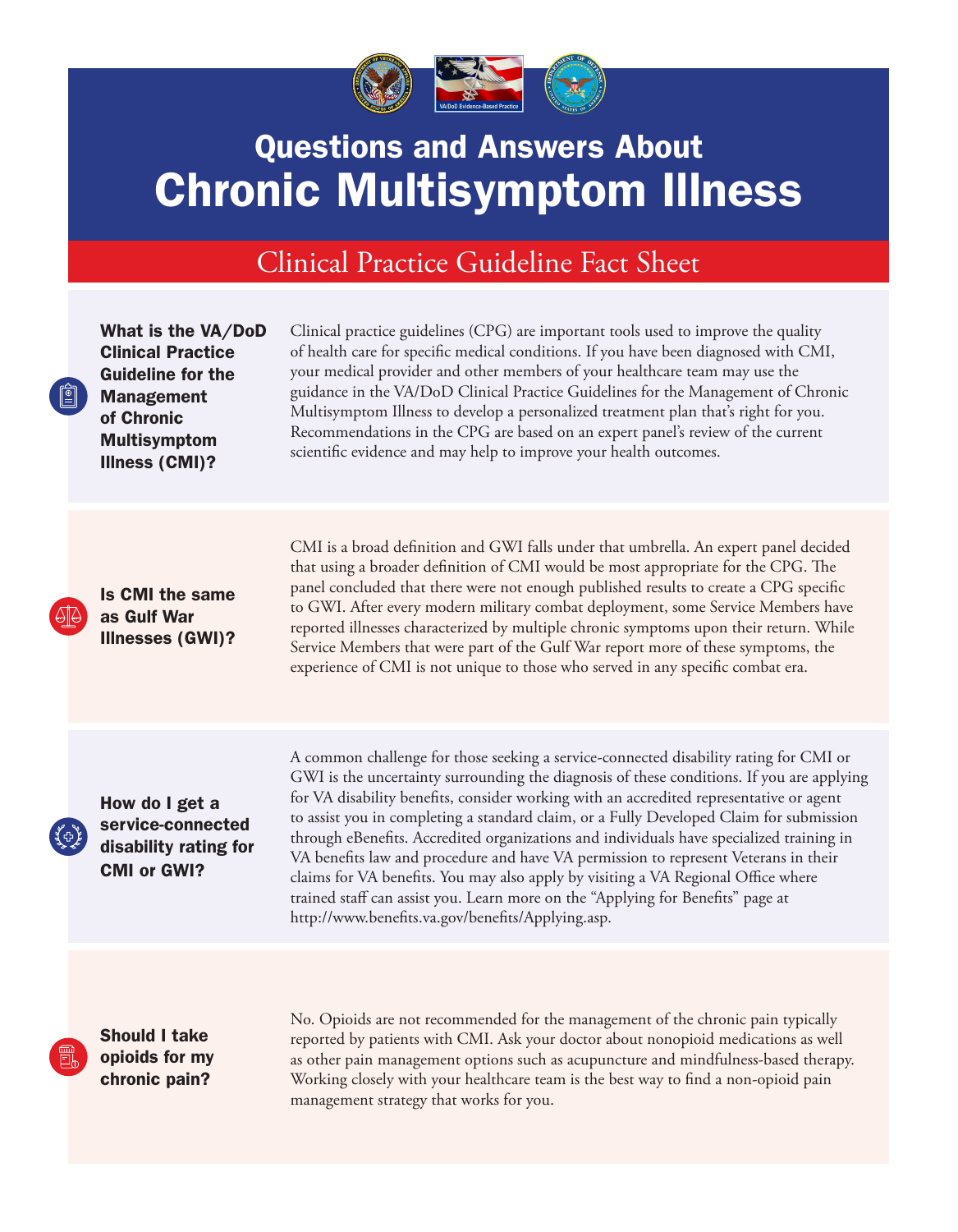# Questions and Answers About Chronic Multisymptom Illness

## Clinical Practice Guideline Fact Sheet

### What is the VA/DoD Clinical Practice Guideline for the Management of Chronic Multisymptom Illness (CMI)?

Clinical practice guidelines (CPG) are important tools used to improve the quality of health care for specific medical conditions. If you have been diagnosed with CMI, your medical provider and other members of your healthcare team may use the guidance in the VA/DoD Clinical Practice Guidelines for the Management of Chronic Multisymptom Illness to develop a personalized treatment plan that's right for you. Recommendations in the CPG are based on an expert panel's review of the current scientific evidence and may help to improve your health outcomes.

### Is CMI the same as Gulf War Illnesses (GWI)?

CMI is a broad definition and GWI falls under that umbrella. An expert panel decided that using a broader definition of CMI would be most appropriate for the CPG. The panel concluded that there were not enough published results to create a CPG specific to GWI. After every modern military combat deployment, some Service Members have reported illnesses characterized by multiple chronic symptoms upon their return. While Service Members that were part of the Gulf War report more of these symptoms, the experience of CMI is not unique to those who served in any specific combat era.

### How do I get a service-connected disability rating for CMI or GWI?

A common challenge for those seeking a service-connected disability rating for CMI or GWI is the uncertainty surrounding the diagnosis of these conditions. If you are applying for VA disability benefits, consider working with an accredited representative or agent to assist you in completing a standard claim, or a Fully Developed Claim for submission through eBenefits. Accredited organizations and individuals have specialized training in VA benefits law and procedure and have VA permission to represent Veterans in their claims for VA benefits. You may also apply by visiting a VA Regional Office where trained staff can assist you. Learn more on the "Applying for Benefits" page at http://www.benefits.va.gov/benefits/Applying.asp.

### Should I take opioids for my chronic pain?

No. Opioids are not recommended for the management of the chronic pain typically reported by patients with CMI. Ask your doctor about nonopioid medications as well as other pain management options such as acupuncture and mindfulness-based therapy. Working closely with your healthcare team is the best way to find a non-opioid pain management strategy that works for you.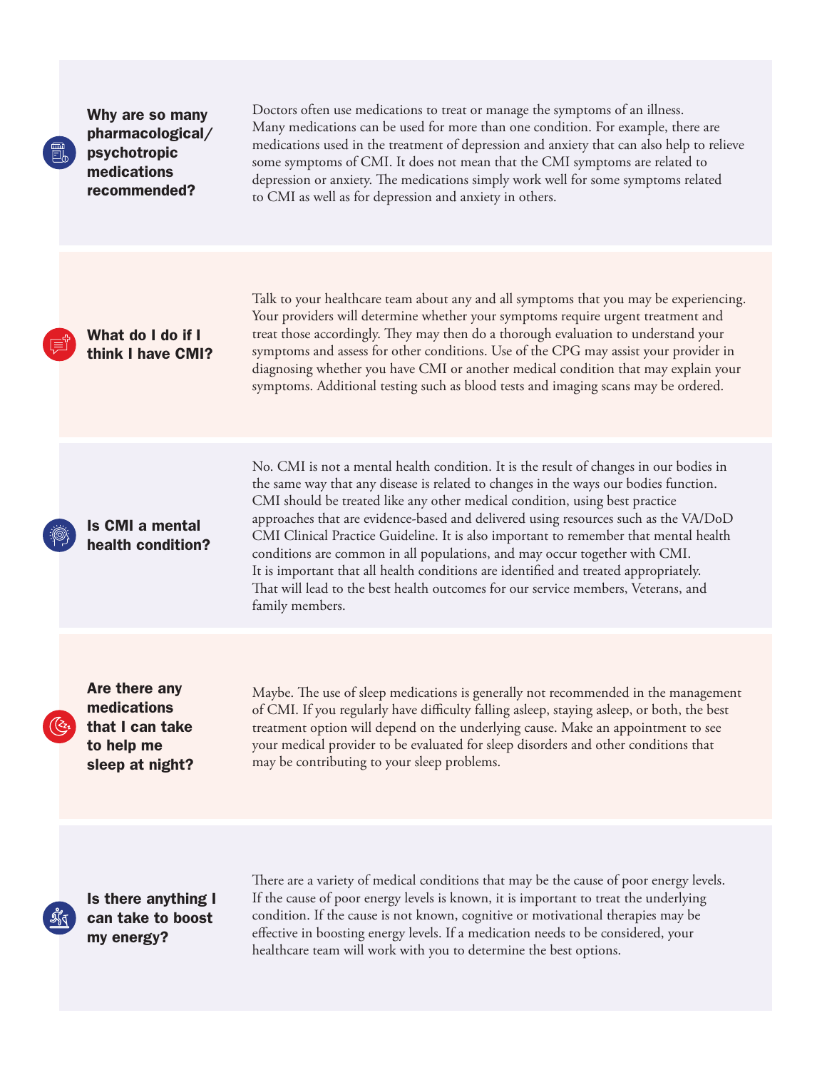### Why are so many pharmacological/psychotropic medications recommended?

Doctors often use medications to treat or manage the symptoms of an illness. Many medications can be used for more than one condition. For example, there are medications used in the treatment of depression and anxiety that can also help to relieve some symptoms of CMI. It does not mean that the CMI symptoms are related to depression or anxiety. The medications simply work well for some symptoms related to CMI as well as for depression and anxiety in others.

### What do I do if I think I have CMI?

Talk to your healthcare team about any and all symptoms that you may be experiencing. Your providers will determine whether your symptoms require urgent treatment and treat those accordingly. They may then do a thorough evaluation to understand your symptoms and assess for other conditions. Use of the CPG may assist your provider in diagnosing whether you have CMI or another medical condition that may explain your symptoms. Additional testing such as blood tests and imaging scans may be ordered.

### Is CMI a mental health condition?

No. CMI is not a mental health condition. It is the result of changes in our bodies in the same way that any disease is related to changes in the ways our bodies function. CMI should be treated like any other medical condition, using best practice approaches that are evidence-based and delivered using resources such as the VA/DoD CMI Clinical Practice Guideline. It is also important to remember that mental health conditions are common in all populations, and may occur together with CMI. It is important that all health conditions are identified and treated appropriately. That will lead to the best health outcomes for our service members, Veterans, and family members.

### Are there any medications that I can take to help me sleep at night?

Maybe. The use of sleep medications is generally not recommended in the management of CMI. If you regularly have difficulty falling asleep, staying asleep, or both, the best treatment option will depend on the underlying cause. Make an appointment to see your medical provider to be evaluated for sleep disorders and other conditions that may be contributing to your sleep problems.

### Is there anything I can take to boost my energy?

There are a variety of medical conditions that may be the cause of poor energy levels. If the cause of poor energy levels is known, it is important to treat the underlying condition. If the cause is not known, cognitive or motivational therapies may be effective in boosting energy levels. If a medication needs to be considered, your healthcare team will work with you to determine the best options.